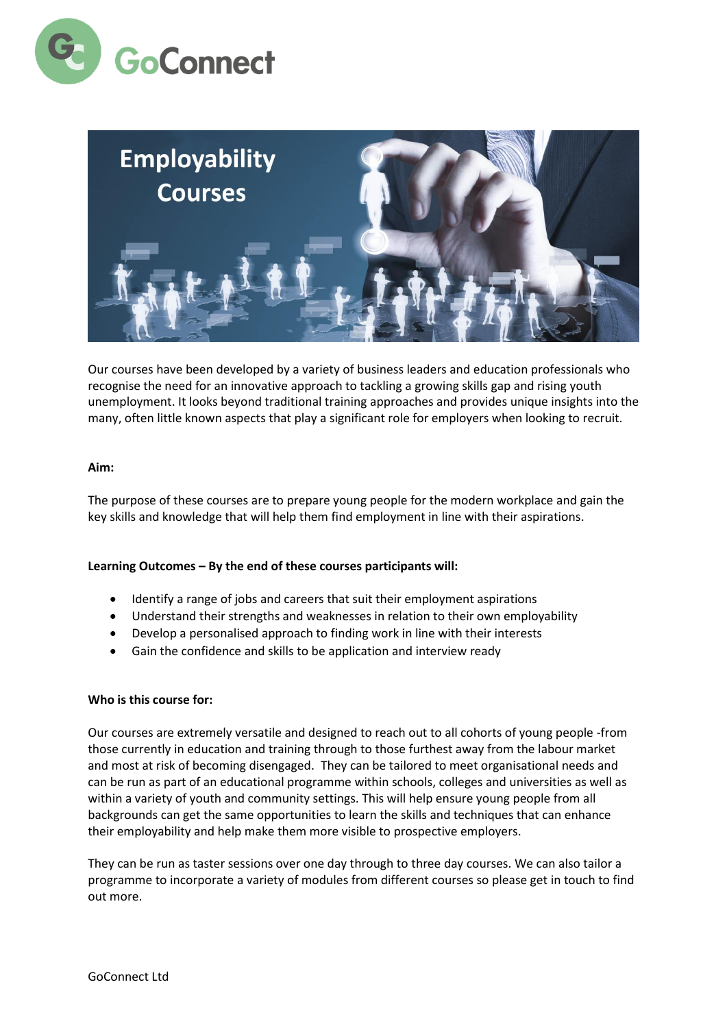GoConnect

# Employability Courses

Our courses have been developed by a variety of business leaders and education professionals who recognise the need for an innovative approach to tackling a growing skills gap and rising youth unemployment. It looks beyond traditional training approaches and provides unique insights into the many, often little known aspects that play a significant role for employers when looking to recruit.

**Aim:**

The purpose of these courses are to prepare young people for the modern workplace and gain the key skills and knowledge that will help them find employment in line with their aspirations.

**Learning Outcomes – By the end of these courses participants will:**

- Identify a range of jobs and careers that suit their employment aspirations
- Understand their strengths and weaknesses in relation to their own employability
- Develop a personalised approach to finding work in line with their interests
- Gain the confidence and skills to be application and interview ready

**Who is this course for:**

Our courses are extremely versatile and designed to reach out to all cohorts of young people -from those currently in education and training through to those furthest away from the labour market and most at risk of becoming disengaged. They can be tailored to meet organisational needs and can be run as part of an educational programme within schools, colleges and universities as well as within a variety of youth and community settings. This will help ensure young people from all backgrounds can get the same opportunities to learn the skills and techniques that can enhance their employability and help make them more visible to prospective employers.

They can be run as taster sessions over one day through to three day courses. We can also tailor a programme to incorporate a variety of modules from different courses so please get in touch to find out more.

GoConnect Ltd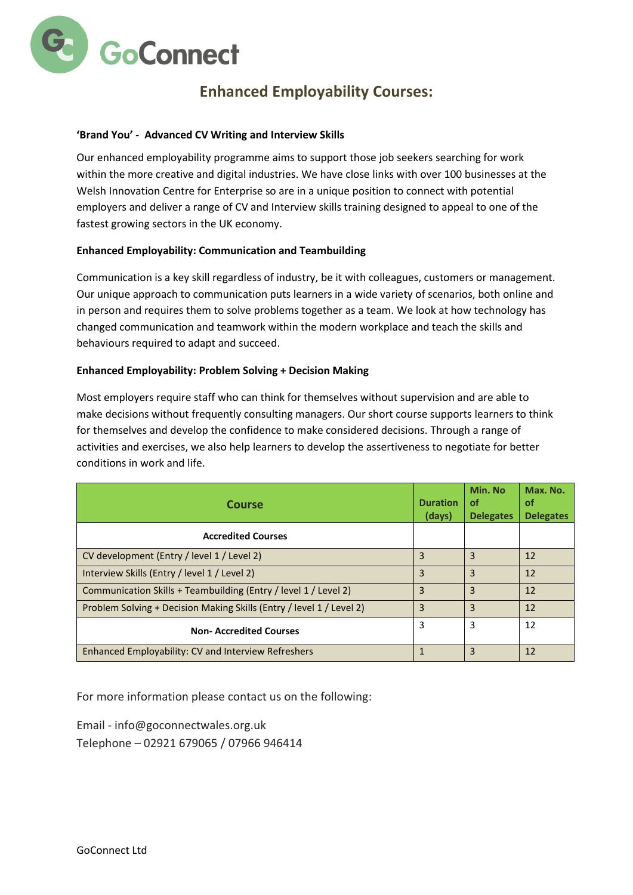GoConnect

# Enhanced Employability Courses:

**'Brand You' - Advanced CV Writing and Interview Skills**

Our enhanced employability programme aims to support those job seekers searching for work within the more creative and digital industries. We have close links with over 100 businesses at the Welsh Innovation Centre for Enterprise so are in a unique position to connect with potential employers and deliver a range of CV and Interview skills training designed to appeal to one of the fastest growing sectors in the UK economy.

**Enhanced Employability: Communication and Teambuilding**

Communication is a key skill regardless of industry, be it with colleagues, customers or management. Our unique approach to communication puts learners in a wide variety of scenarios, both online and in person and requires them to solve problems together as a team. We look at how technology has changed communication and teamwork within the modern workplace and teach the skills and behaviours required to adapt and succeed.

**Enhanced Employability: Problem Solving + Decision Making**

Most employers require staff who can think for themselves without supervision and are able to make decisions without frequently consulting managers. Our short course supports learners to think for themselves and develop the confidence to make considered decisions. Through a range of activities and exercises, we also help learners to develop the assertiveness to negotiate for better conditions in work and life.

| Course | Duration (days) | Min. No of Delegates | Max. No. of Delegates |
|---|---|---|---|
| **Accredited Courses** | | | |
| CV development (Entry / level 1 / Level 2) | 3 | 3 | 12 |
| Interview Skills (Entry / level 1 / Level 2) | 3 | 3 | 12 |
| Communication Skills + Teambuilding (Entry / level 1 / Level 2) | 3 | 3 | 12 |
| Problem Solving + Decision Making Skills (Entry / level 1 / Level 2) | 3 | 3 | 12 |
| **Non- Accredited Courses** | 3 | 3 | 12 |
| Enhanced Employability: CV and Interview Refreshers | 1 | 3 | 12 |

For more information please contact us on the following:

Email - info@goconnectwales.org.uk
Telephone – 02921 679065 / 07966 946414

GoConnect Ltd